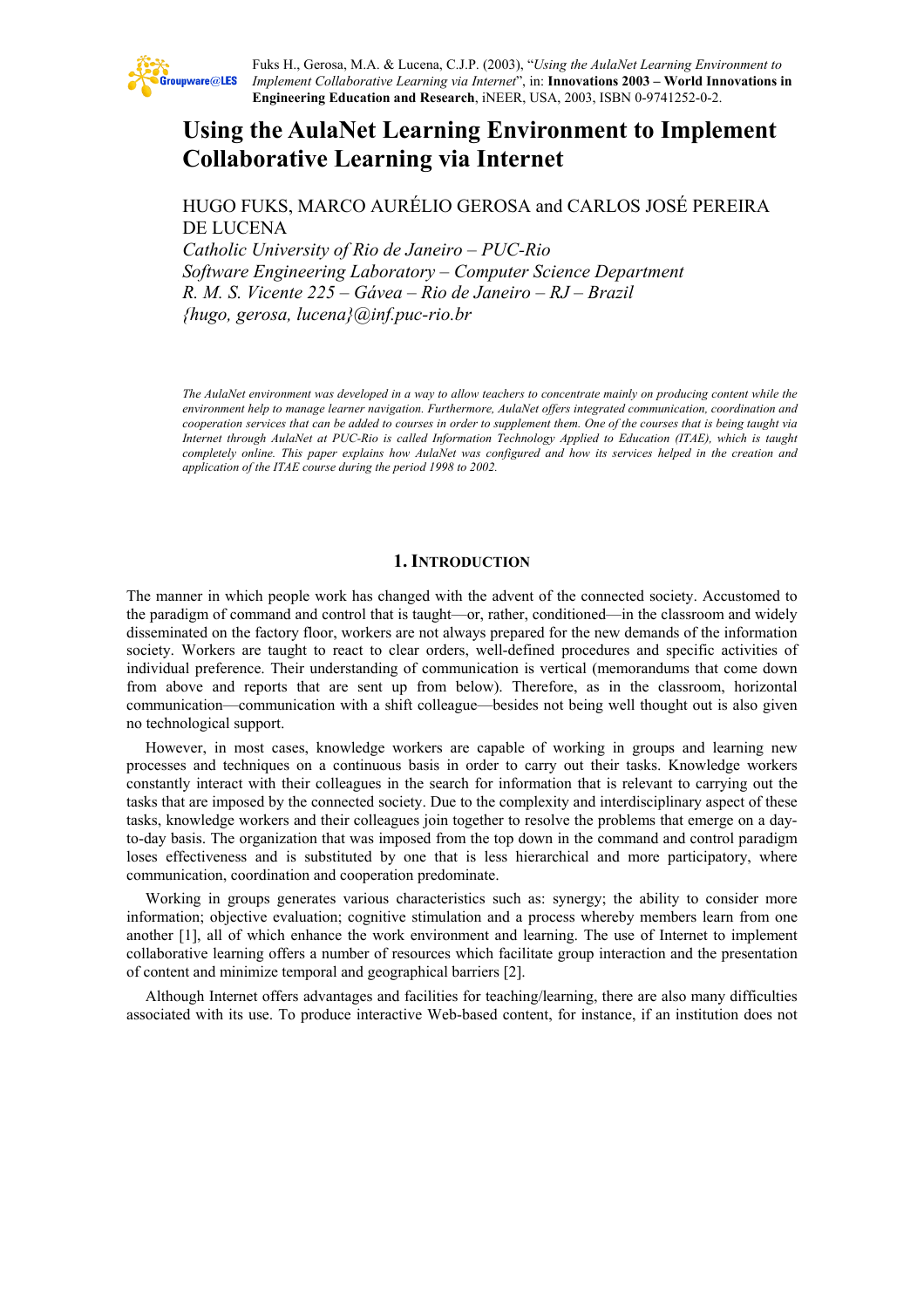Fuks H., Gerosa, M.A. & Lucena, C.J.P. (2003), "*Using the AulaNet Learning Environment to Implement Collaborative Learning via Internet*", in: **Innovations 2003 – World Innovations in Engineering Education and Research**, iNEER, USA, 2003, ISBN 0-9741252-0-2.

# Using the AulaNet Learning Environment to Implement Collaborative Learning via Internet

HUGO FUKS, MARCO AURÉLIO GEROSA and CARLOS JOSÉ PEREIRA DE LUCENA

*Catholic University of Rio de Janeiro – PUC-Rio*
*Software Engineering Laboratory – Computer Science Department*
*R. M. S. Vicente 225 – Gávea – Rio de Janeiro – RJ – Brazil*
*{hugo, gerosa, lucena}@inf.puc-rio.br*

*The AulaNet environment was developed in a way to allow teachers to concentrate mainly on producing content while the environment help to manage learner navigation. Furthermore, AulaNet offers integrated communication, coordination and cooperation services that can be added to courses in order to supplement them. One of the courses that is being taught via Internet through AulaNet at PUC-Rio is called Information Technology Applied to Education (ITAE), which is taught completely online. This paper explains how AulaNet was configured and how its services helped in the creation and application of the ITAE course during the period 1998 to 2002.*

## 1. Introduction

The manner in which people work has changed with the advent of the connected society. Accustomed to the paradigm of command and control that is taught—or, rather, conditioned—in the classroom and widely disseminated on the factory floor, workers are not always prepared for the new demands of the information society. Workers are taught to react to clear orders, well-defined procedures and specific activities of individual preference. Their understanding of communication is vertical (memorandums that come down from above and reports that are sent up from below). Therefore, as in the classroom, horizontal communication—communication with a shift colleague—besides not being well thought out is also given no technological support.

However, in most cases, knowledge workers are capable of working in groups and learning new processes and techniques on a continuous basis in order to carry out their tasks. Knowledge workers constantly interact with their colleagues in the search for information that is relevant to carrying out the tasks that are imposed by the connected society. Due to the complexity and interdisciplinary aspect of these tasks, knowledge workers and their colleagues join together to resolve the problems that emerge on a day-to-day basis. The organization that was imposed from the top down in the command and control paradigm loses effectiveness and is substituted by one that is less hierarchical and more participatory, where communication, coordination and cooperation predominate.

Working in groups generates various characteristics such as: synergy; the ability to consider more information; objective evaluation; cognitive stimulation and a process whereby members learn from one another [1], all of which enhance the work environment and learning. The use of Internet to implement collaborative learning offers a number of resources which facilitate group interaction and the presentation of content and minimize temporal and geographical barriers [2].

Although Internet offers advantages and facilities for teaching/learning, there are also many difficulties associated with its use. To produce interactive Web-based content, for instance, if an institution does not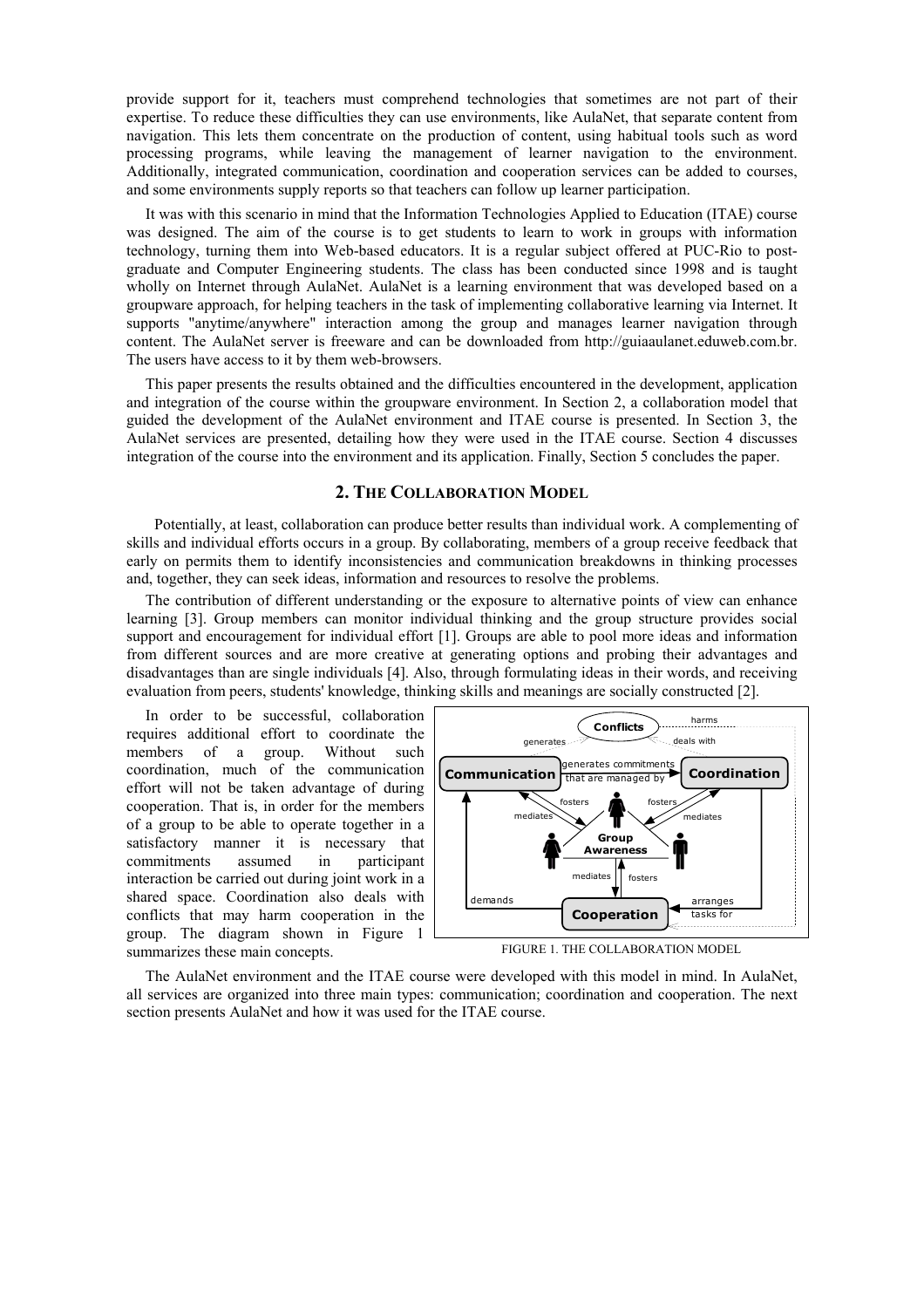provide support for it, teachers must comprehend technologies that sometimes are not part of their expertise. To reduce these difficulties they can use environments, like AulaNet, that separate content from navigation. This lets them concentrate on the production of content, using habitual tools such as word processing programs, while leaving the management of learner navigation to the environment. Additionally, integrated communication, coordination and cooperation services can be added to courses, and some environments supply reports so that teachers can follow up learner participation.

It was with this scenario in mind that the Information Technologies Applied to Education (ITAE) course was designed. The aim of the course is to get students to learn to work in groups with information technology, turning them into Web-based educators. It is a regular subject offered at PUC-Rio to post-graduate and Computer Engineering students. The class has been conducted since 1998 and is taught wholly on Internet through AulaNet. AulaNet is a learning environment that was developed based on a groupware approach, for helping teachers in the task of implementing collaborative learning via Internet. It supports "anytime/anywhere" interaction among the group and manages learner navigation through content. The AulaNet server is freeware and can be downloaded from http://guiaaulanet.eduweb.com.br. The users have access to it by them web-browsers.

This paper presents the results obtained and the difficulties encountered in the development, application and integration of the course within the groupware environment. In Section 2, a collaboration model that guided the development of the AulaNet environment and ITAE course is presented. In Section 3, the AulaNet services are presented, detailing how they were used in the ITAE course. Section 4 discusses integration of the course into the environment and its application. Finally, Section 5 concludes the paper.

## 2. THE COLLABORATION MODEL

Potentially, at least, collaboration can produce better results than individual work. A complementing of skills and individual efforts occurs in a group. By collaborating, members of a group receive feedback that early on permits them to identify inconsistencies and communication breakdowns in thinking processes and, together, they can seek ideas, information and resources to resolve the problems.

The contribution of different understanding or the exposure to alternative points of view can enhance learning [3]. Group members can monitor individual thinking and the group structure provides social support and encouragement for individual effort [1]. Groups are able to pool more ideas and information from different sources and are more creative at generating options and probing their advantages and disadvantages than are single individuals [4]. Also, through formulating ideas in their words, and receiving evaluation from peers, students' knowledge, thinking skills and meanings are socially constructed [2].

In order to be successful, collaboration requires additional effort to coordinate the members of a group. Without such coordination, much of the communication effort will not be taken advantage of during cooperation. That is, in order for the members of a group to be able to operate together in a satisfactory manner it is necessary that commitments assumed in participant interaction be carried out during joint work in a shared space. Coordination also deals with conflicts that may harm cooperation in the group. The diagram shown in Figure 1 summarizes these main concepts.

FIGURE 1. THE COLLABORATION MODEL

The AulaNet environment and the ITAE course were developed with this model in mind. In AulaNet, all services are organized into three main types: communication; coordination and cooperation. The next section presents AulaNet and how it was used for the ITAE course.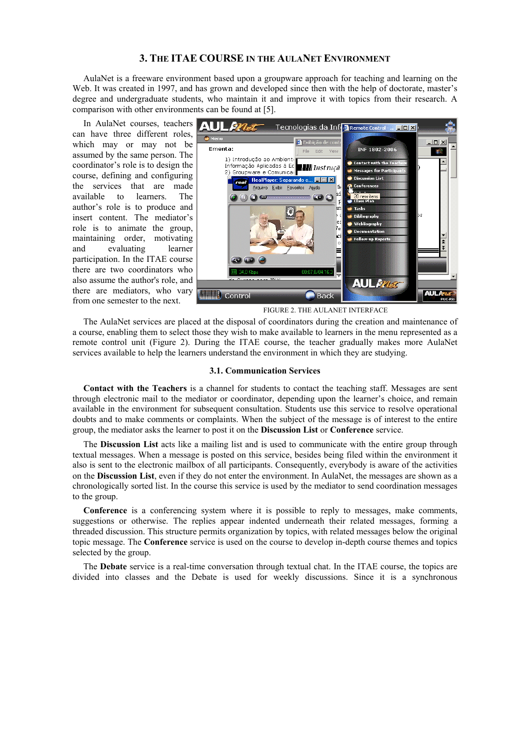## 3. The ITAE Course in the AulaNet Environment

AulaNet is a freeware environment based upon a groupware approach for teaching and learning on the Web. It was created in 1997, and has grown and developed since then with the help of doctorate, master's degree and undergraduate students, who maintain it and improve it with topics from their research. A comparison with other environments can be found at [5].

In AulaNet courses, teachers can have three different roles, which may or may not be assumed by the same person. The coordinator's role is to design the course, defining and configuring the services that are made available to learners. The author's role is to produce and insert content. The mediator's role is to animate the group, maintaining order, motivating and evaluating learner participation. In the ITAE course there are two coordinators who also assume the author's role, and there are mediators, who vary from one semester to the next.

FIGURE 2. THE AULANET INTERFACE

The AulaNet services are placed at the disposal of coordinators during the creation and maintenance of a course, enabling them to select those they wish to make available to learners in the menu represented as a remote control unit (Figure 2). During the ITAE course, the teacher gradually makes more AulaNet services available to help the learners understand the environment in which they are studying.

### 3.1. Communication Services

**Contact with the Teachers** is a channel for students to contact the teaching staff. Messages are sent through electronic mail to the mediator or coordinator, depending upon the learner's choice, and remain available in the environment for subsequent consultation. Students use this service to resolve operational doubts and to make comments or complaints. When the subject of the message is of interest to the entire group, the mediator asks the learner to post it on the **Discussion List** or **Conference** service.

The **Discussion List** acts like a mailing list and is used to communicate with the entire group through textual messages. When a message is posted on this service, besides being filed within the environment it also is sent to the electronic mailbox of all participants. Consequently, everybody is aware of the activities on the **Discussion List**, even if they do not enter the environment. In AulaNet, the messages are shown as a chronologically sorted list. In the course this service is used by the mediator to send coordination messages to the group.

**Conference** is a conferencing system where it is possible to reply to messages, make comments, suggestions or otherwise. The replies appear indented underneath their related messages, forming a threaded discussion. This structure permits organization by topics, with related messages below the original topic message. The **Conference** service is used on the course to develop in-depth course themes and topics selected by the group.

The **Debate** service is a real-time conversation through textual chat. In the ITAE course, the topics are divided into classes and the Debate is used for weekly discussions. Since it is a synchronous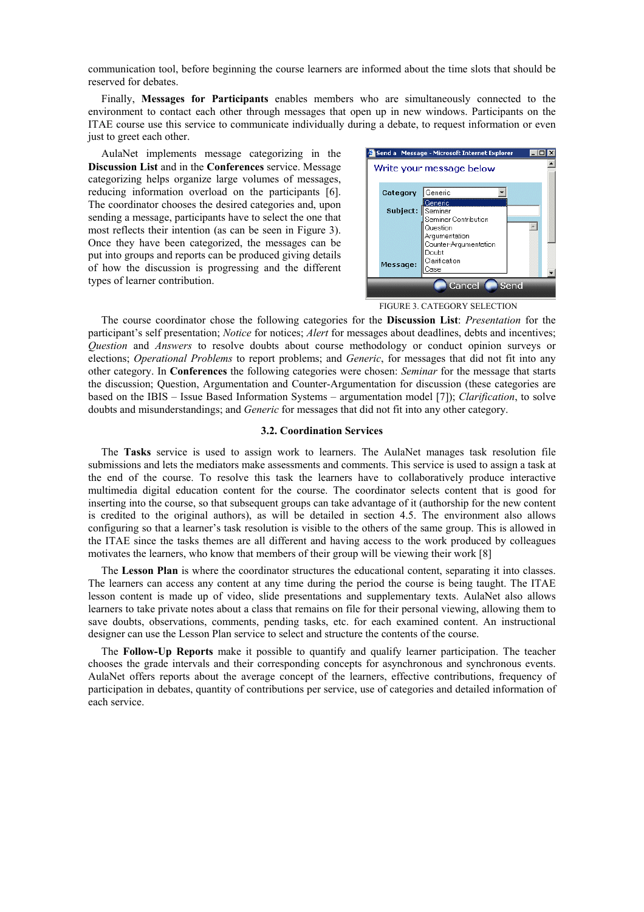communication tool, before beginning the course learners are informed about the time slots that should be reserved for debates.

Finally, **Messages for Participants** enables members who are simultaneously connected to the environment to contact each other through messages that open up in new windows. Participants on the ITAE course use this service to communicate individually during a debate, to request information or even just to greet each other.

AulaNet implements message categorizing in the **Discussion List** and in the **Conferences** service. Message categorizing helps organize large volumes of messages, reducing information overload on the participants [6]. The coordinator chooses the desired categories and, upon sending a message, participants have to select the one that most reflects their intention (as can be seen in Figure 3). Once they have been categorized, the messages can be put into groups and reports can be produced giving details of how the discussion is progressing and the different types of learner contribution.

FIGURE 3. CATEGORY SELECTION

The course coordinator chose the following categories for the **Discussion List**: *Presentation* for the participant's self presentation; *Notice* for notices; *Alert* for messages about deadlines, debts and incentives; *Question* and *Answers* to resolve doubts about course methodology or conduct opinion surveys or elections; *Operational Problems* to report problems; and *Generic*, for messages that did not fit into any other category. In **Conferences** the following categories were chosen: *Seminar* for the message that starts the discussion; Question, Argumentation and Counter-Argumentation for discussion (these categories are based on the IBIS – Issue Based Information Systems – argumentation model [7]); *Clarification*, to solve doubts and misunderstandings; and *Generic* for messages that did not fit into any other category.

### 3.2. Coordination Services

The **Tasks** service is used to assign work to learners. The AulaNet manages task resolution file submissions and lets the mediators make assessments and comments. This service is used to assign a task at the end of the course. To resolve this task the learners have to collaboratively produce interactive multimedia digital education content for the course. The coordinator selects content that is good for inserting into the course, so that subsequent groups can take advantage of it (authorship for the new content is credited to the original authors), as will be detailed in section 4.5. The environment also allows configuring so that a learner's task resolution is visible to the others of the same group. This is allowed in the ITAE since the tasks themes are all different and having access to the work produced by colleagues motivates the learners, who know that members of their group will be viewing their work [8]

The **Lesson Plan** is where the coordinator structures the educational content, separating it into classes. The learners can access any content at any time during the period the course is being taught. The ITAE lesson content is made up of video, slide presentations and supplementary texts. AulaNet also allows learners to take private notes about a class that remains on file for their personal viewing, allowing them to save doubts, observations, comments, pending tasks, etc. for each examined content. An instructional designer can use the Lesson Plan service to select and structure the contents of the course.

The **Follow-Up Reports** make it possible to quantify and qualify learner participation. The teacher chooses the grade intervals and their corresponding concepts for asynchronous and synchronous events. AulaNet offers reports about the average concept of the learners, effective contributions, frequency of participation in debates, quantity of contributions per service, use of categories and detailed information of each service.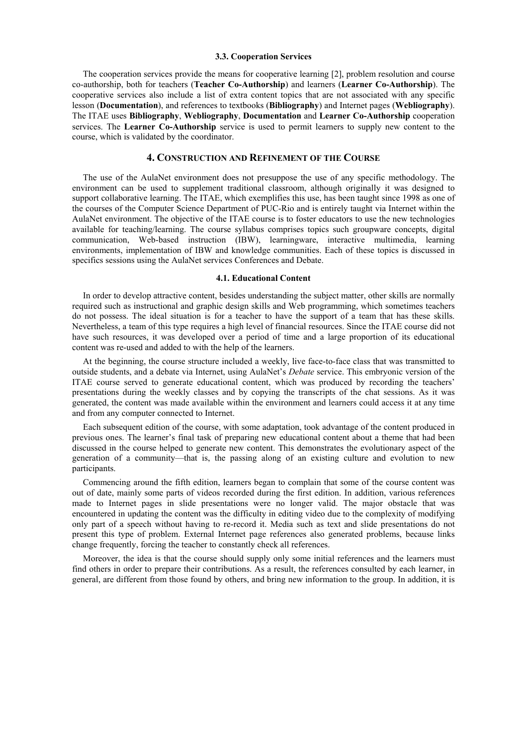### 3.3. Cooperation Services

The cooperation services provide the means for cooperative learning [2], problem resolution and course co-authorship, both for teachers (**Teacher Co-Authorship**) and learners (**Learner Co-Authorship**). The cooperative services also include a list of extra content topics that are not associated with any specific lesson (**Documentation**), and references to textbooks (**Bibliography**) and Internet pages (**Webliography**). The ITAE uses **Bibliography**, **Webliography**, **Documentation** and **Learner Co-Authorship** cooperation services. The **Learner Co-Authorship** service is used to permit learners to supply new content to the course, which is validated by the coordinator.

## 4. Construction and Refinement of the Course

The use of the AulaNet environment does not presuppose the use of any specific methodology. The environment can be used to supplement traditional classroom, although originally it was designed to support collaborative learning. The ITAE, which exemplifies this use, has been taught since 1998 as one of the courses of the Computer Science Department of PUC-Rio and is entirely taught via Internet within the AulaNet environment. The objective of the ITAE course is to foster educators to use the new technologies available for teaching/learning. The course syllabus comprises topics such groupware concepts, digital communication, Web-based instruction (IBW), learningware, interactive multimedia, learning environments, implementation of IBW and knowledge communities. Each of these topics is discussed in specifics sessions using the AulaNet services Conferences and Debate.

### 4.1. Educational Content

In order to develop attractive content, besides understanding the subject matter, other skills are normally required such as instructional and graphic design skills and Web programming, which sometimes teachers do not possess. The ideal situation is for a teacher to have the support of a team that has these skills. Nevertheless, a team of this type requires a high level of financial resources. Since the ITAE course did not have such resources, it was developed over a period of time and a large proportion of its educational content was re-used and added to with the help of the learners.

At the beginning, the course structure included a weekly, live face-to-face class that was transmitted to outside students, and a debate via Internet, using AulaNet's *Debate* service. This embryonic version of the ITAE course served to generate educational content, which was produced by recording the teachers' presentations during the weekly classes and by copying the transcripts of the chat sessions. As it was generated, the content was made available within the environment and learners could access it at any time and from any computer connected to Internet.

Each subsequent edition of the course, with some adaptation, took advantage of the content produced in previous ones. The learner's final task of preparing new educational content about a theme that had been discussed in the course helped to generate new content. This demonstrates the evolutionary aspect of the generation of a community—that is, the passing along of an existing culture and evolution to new participants.

Commencing around the fifth edition, learners began to complain that some of the course content was out of date, mainly some parts of videos recorded during the first edition. In addition, various references made to Internet pages in slide presentations were no longer valid. The major obstacle that was encountered in updating the content was the difficulty in editing video due to the complexity of modifying only part of a speech without having to re-record it. Media such as text and slide presentations do not present this type of problem. External Internet page references also generated problems, because links change frequently, forcing the teacher to constantly check all references.

Moreover, the idea is that the course should supply only some initial references and the learners must find others in order to prepare their contributions. As a result, the references consulted by each learner, in general, are different from those found by others, and bring new information to the group. In addition, it is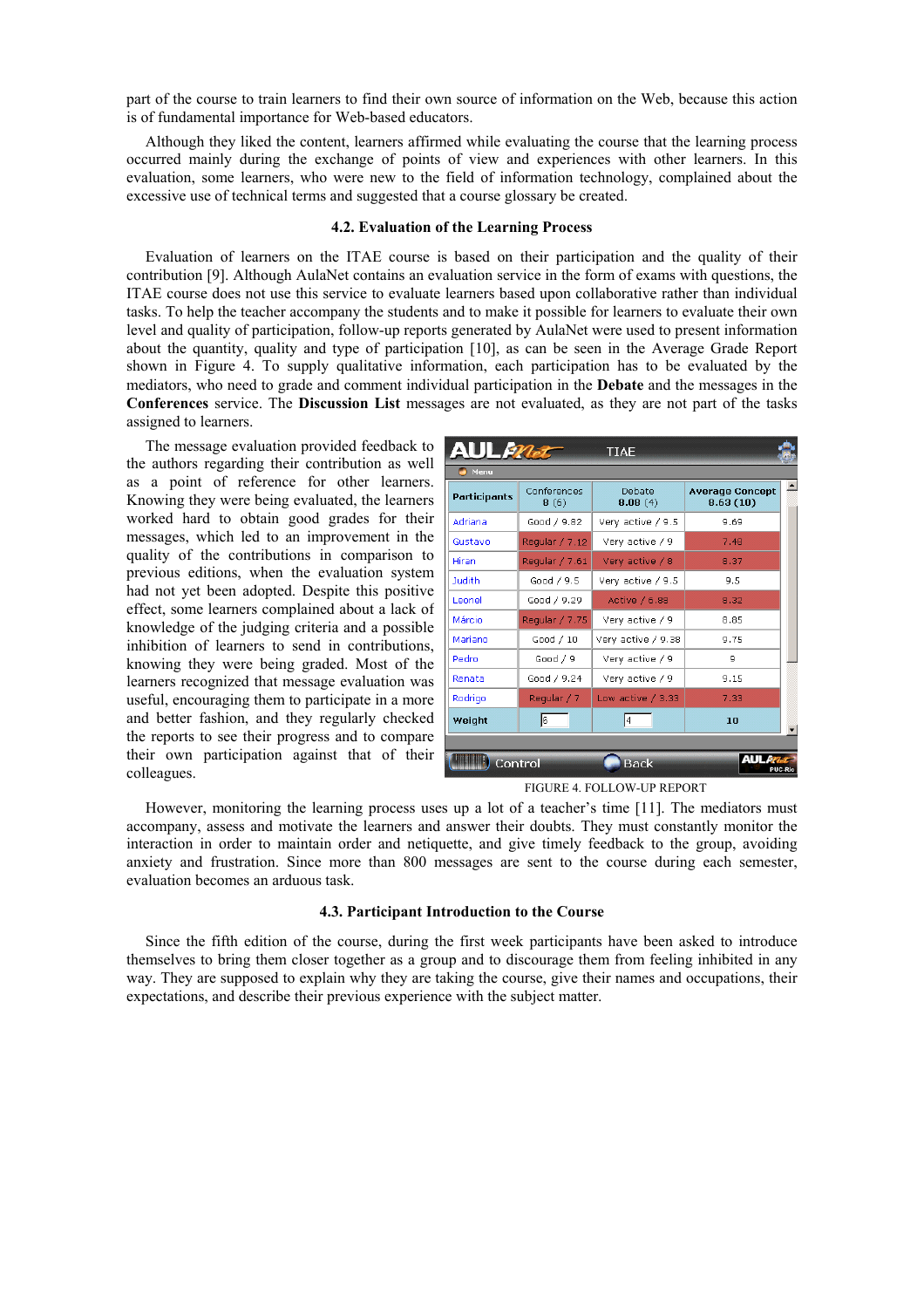part of the course to train learners to find their own source of information on the Web, because this action is of fundamental importance for Web-based educators.

Although they liked the content, learners affirmed while evaluating the course that the learning process occurred mainly during the exchange of points of view and experiences with other learners. In this evaluation, some learners, who were new to the field of information technology, complained about the excessive use of technical terms and suggested that a course glossary be created.

### 4.2. Evaluation of the Learning Process

Evaluation of learners on the ITAE course is based on their participation and the quality of their contribution [9]. Although AulaNet contains an evaluation service in the form of exams with questions, the ITAE course does not use this service to evaluate learners based upon collaborative rather than individual tasks. To help the teacher accompany the students and to make it possible for learners to evaluate their own level and quality of participation, follow-up reports generated by AulaNet were used to present information about the quantity, quality and type of participation [10], as can be seen in the Average Grade Report shown in Figure 4. To supply qualitative information, each participation has to be evaluated by the mediators, who need to grade and comment individual participation in the **Debate** and the messages in the **Conferences** service. The **Discussion List** messages are not evaluated, as they are not part of the tasks assigned to learners.

The message evaluation provided feedback to the authors regarding their contribution as well as a point of reference for other learners. Knowing they were being evaluated, the learners worked hard to obtain good grades for their messages, which led to an improvement in the quality of the contributions in comparison to previous editions, when the evaluation system had not yet been adopted. Despite this positive effect, some learners complained about a lack of knowledge of the judging criteria and a possible inhibition of learners to send in contributions, knowing they were being graded. Most of the learners recognized that message evaluation was useful, encouraging them to participate in a more and better fashion, and they regularly checked the reports to see their progress and to compare their own participation against that of their colleagues.

| Participants | Conferences 8 (6) | Debate 8.08 (4) | Average Concept 8.63 (10) |
|---|---|---|---|
| Adriana | Good / 9.82 | Very active / 9.5 | 9.69 |
| Gustavo | Regular / 7.12 | Very active / 9 | 7.48 |
| Hiran | Regular / 7.61 | Very active / 8 | 8.37 |
| Judith | Good / 9.5 | Very active / 9.5 | 9.5 |
| Leonel | Good / 9.29 | Active / 6.88 | 8.32 |
| Márcio | Regular / 7.75 | Very active / 9 | 8.85 |
| Mariano | Good / 10 | Very active / 9.38 | 9.75 |
| Pedro | Good / 9 | Very active / 9 | 9 |
| Renata | Good / 9.24 | Very active / 9 | 9.15 |
| Rodrigo | Regular / 7 | Low active / 3.33 | 7.33 |
| Weight | 6 | 4 | 10 |

FIGURE 4. FOLLOW-UP REPORT

However, monitoring the learning process uses up a lot of a teacher's time [11]. The mediators must accompany, assess and motivate the learners and answer their doubts. They must constantly monitor the interaction in order to maintain order and netiquette, and give timely feedback to the group, avoiding anxiety and frustration. Since more than 800 messages are sent to the course during each semester, evaluation becomes an arduous task.

### 4.3. Participant Introduction to the Course

Since the fifth edition of the course, during the first week participants have been asked to introduce themselves to bring them closer together as a group and to discourage them from feeling inhibited in any way. They are supposed to explain why they are taking the course, give their names and occupations, their expectations, and describe their previous experience with the subject matter.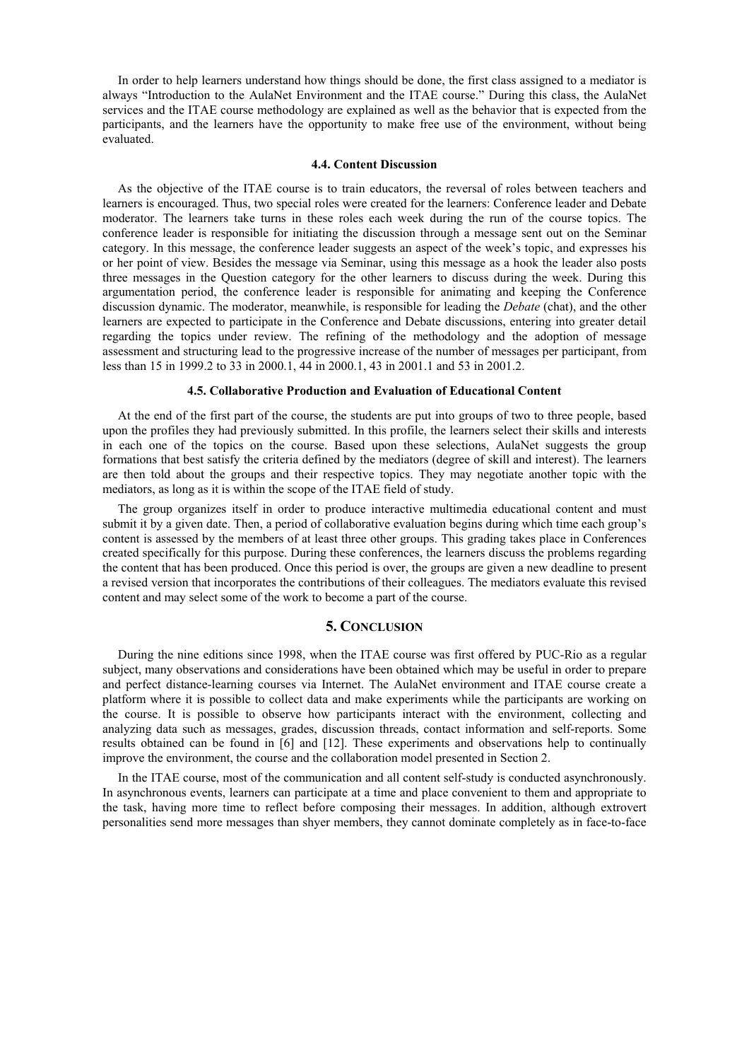In order to help learners understand how things should be done, the first class assigned to a mediator is always "Introduction to the AulaNet Environment and the ITAE course." During this class, the AulaNet services and the ITAE course methodology are explained as well as the behavior that is expected from the participants, and the learners have the opportunity to make free use of the environment, without being evaluated.

### 4.4. Content Discussion

As the objective of the ITAE course is to train educators, the reversal of roles between teachers and learners is encouraged. Thus, two special roles were created for the learners: Conference leader and Debate moderator. The learners take turns in these roles each week during the run of the course topics. The conference leader is responsible for initiating the discussion through a message sent out on the Seminar category. In this message, the conference leader suggests an aspect of the week's topic, and expresses his or her point of view. Besides the message via Seminar, using this message as a hook the leader also posts three messages in the Question category for the other learners to discuss during the week. During this argumentation period, the conference leader is responsible for animating and keeping the Conference discussion dynamic. The moderator, meanwhile, is responsible for leading the *Debate* (chat), and the other learners are expected to participate in the Conference and Debate discussions, entering into greater detail regarding the topics under review. The refining of the methodology and the adoption of message assessment and structuring lead to the progressive increase of the number of messages per participant, from less than 15 in 1999.2 to 33 in 2000.1, 44 in 2000.1, 43 in 2001.1 and 53 in 2001.2.

### 4.5. Collaborative Production and Evaluation of Educational Content

At the end of the first part of the course, the students are put into groups of two to three people, based upon the profiles they had previously submitted. In this profile, the learners select their skills and interests in each one of the topics on the course. Based upon these selections, AulaNet suggests the group formations that best satisfy the criteria defined by the mediators (degree of skill and interest). The learners are then told about the groups and their respective topics. They may negotiate another topic with the mediators, as long as it is within the scope of the ITAE field of study.

The group organizes itself in order to produce interactive multimedia educational content and must submit it by a given date. Then, a period of collaborative evaluation begins during which time each group's content is assessed by the members of at least three other groups. This grading takes place in Conferences created specifically for this purpose. During these conferences, the learners discuss the problems regarding the content that has been produced. Once this period is over, the groups are given a new deadline to present a revised version that incorporates the contributions of their colleagues. The mediators evaluate this revised content and may select some of the work to become a part of the course.

## 5. Conclusion

During the nine editions since 1998, when the ITAE course was first offered by PUC-Rio as a regular subject, many observations and considerations have been obtained which may be useful in order to prepare and perfect distance-learning courses via Internet. The AulaNet environment and ITAE course create a platform where it is possible to collect data and make experiments while the participants are working on the course. It is possible to observe how participants interact with the environment, collecting and analyzing data such as messages, grades, discussion threads, contact information and self-reports. Some results obtained can be found in [6] and [12]. These experiments and observations help to continually improve the environment, the course and the collaboration model presented in Section 2.

In the ITAE course, most of the communication and all content self-study is conducted asynchronously. In asynchronous events, learners can participate at a time and place convenient to them and appropriate to the task, having more time to reflect before composing their messages. In addition, although extrovert personalities send more messages than shyer members, they cannot dominate completely as in face-to-face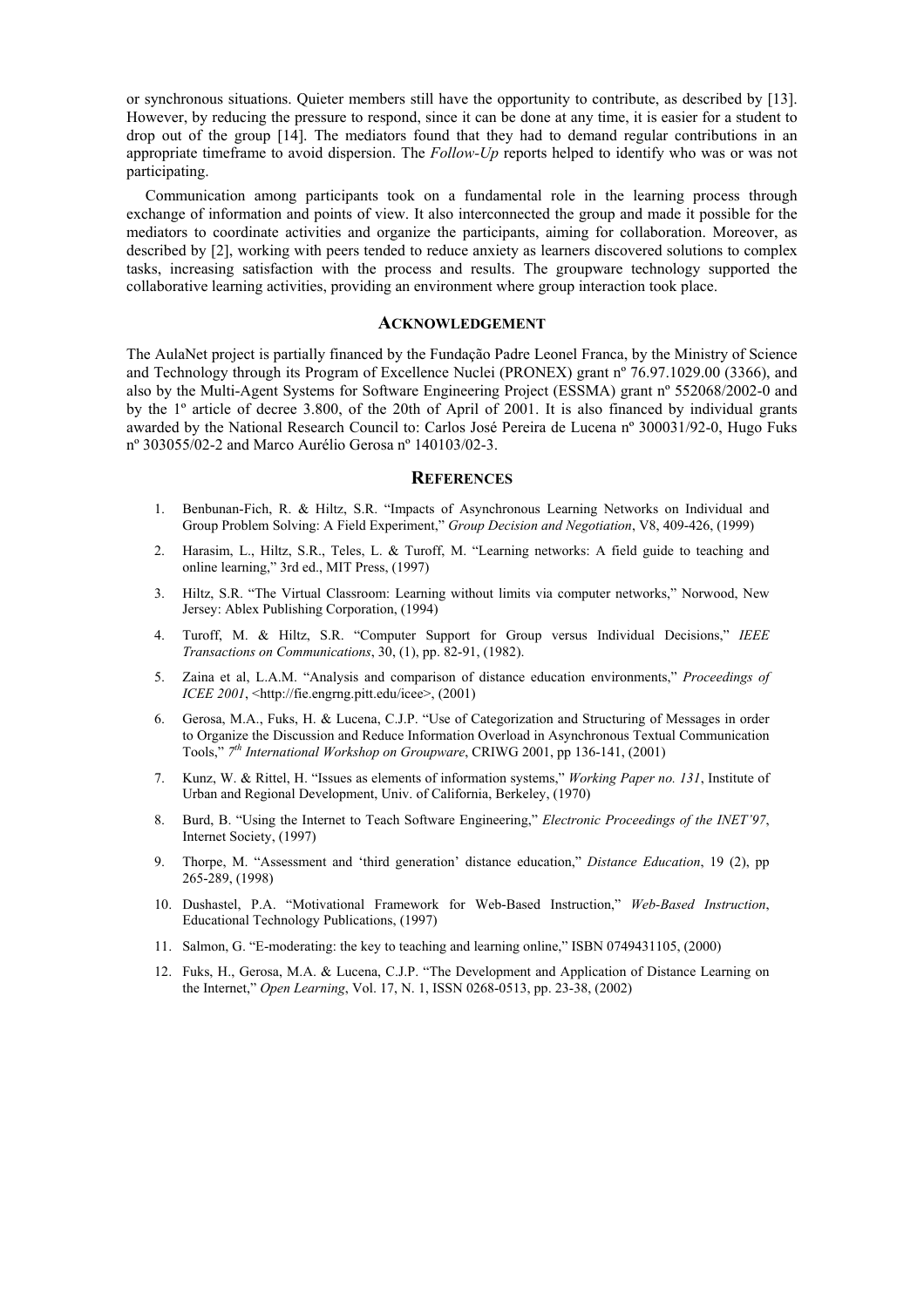or synchronous situations. Quieter members still have the opportunity to contribute, as described by [13]. However, by reducing the pressure to respond, since it can be done at any time, it is easier for a student to drop out of the group [14]. The mediators found that they had to demand regular contributions in an appropriate timeframe to avoid dispersion. The *Follow-Up* reports helped to identify who was or was not participating.

Communication among participants took on a fundamental role in the learning process through exchange of information and points of view. It also interconnected the group and made it possible for the mediators to coordinate activities and organize the participants, aiming for collaboration. Moreover, as described by [2], working with peers tended to reduce anxiety as learners discovered solutions to complex tasks, increasing satisfaction with the process and results. The groupware technology supported the collaborative learning activities, providing an environment where group interaction took place.

## ACKNOWLEDGEMENT

The AulaNet project is partially financed by the Fundação Padre Leonel Franca, by the Ministry of Science and Technology through its Program of Excellence Nuclei (PRONEX) grant nº 76.97.1029.00 (3366), and also by the Multi-Agent Systems for Software Engineering Project (ESSMA) grant nº 552068/2002-0 and by the 1º article of decree 3.800, of the 20th of April of 2001. It is also financed by individual grants awarded by the National Research Council to: Carlos José Pereira de Lucena nº 300031/92-0, Hugo Fuks nº 303055/02-2 and Marco Aurélio Gerosa nº 140103/02-3.

## REFERENCES

1. Benbunan-Fich, R. & Hiltz, S.R. "Impacts of Asynchronous Learning Networks on Individual and Group Problem Solving: A Field Experiment," *Group Decision and Negotiation*, V8, 409-426, (1999)
2. Harasim, L., Hiltz, S.R., Teles, L. & Turoff, M. "Learning networks: A field guide to teaching and online learning," 3rd ed., MIT Press, (1997)
3. Hiltz, S.R. "The Virtual Classroom: Learning without limits via computer networks," Norwood, New Jersey: Ablex Publishing Corporation, (1994)
4. Turoff, M. & Hiltz, S.R. "Computer Support for Group versus Individual Decisions," *IEEE Transactions on Communications*, 30, (1), pp. 82-91, (1982).
5. Zaina et al, L.A.M. "Analysis and comparison of distance education environments," *Proceedings of ICEE 2001*, <http://fie.engrng.pitt.edu/icee>, (2001)
6. Gerosa, M.A., Fuks, H. & Lucena, C.J.P. "Use of Categorization and Structuring of Messages in order to Organize the Discussion and Reduce Information Overload in Asynchronous Textual Communication Tools," *7th International Workshop on Groupware*, CRIWG 2001, pp 136-141, (2001)
7. Kunz, W. & Rittel, H. "Issues as elements of information systems," *Working Paper no. 131*, Institute of Urban and Regional Development, Univ. of California, Berkeley, (1970)
8. Burd, B. "Using the Internet to Teach Software Engineering," *Electronic Proceedings of the INET'97*, Internet Society, (1997)
9. Thorpe, M. "Assessment and 'third generation' distance education," *Distance Education*, 19 (2), pp 265-289, (1998)
10. Dushastel, P.A. "Motivational Framework for Web-Based Instruction," *Web-Based Instruction*, Educational Technology Publications, (1997)
11. Salmon, G. "E-moderating: the key to teaching and learning online," ISBN 0749431105, (2000)
12. Fuks, H., Gerosa, M.A. & Lucena, C.J.P. "The Development and Application of Distance Learning on the Internet," *Open Learning*, Vol. 17, N. 1, ISSN 0268-0513, pp. 23-38, (2002)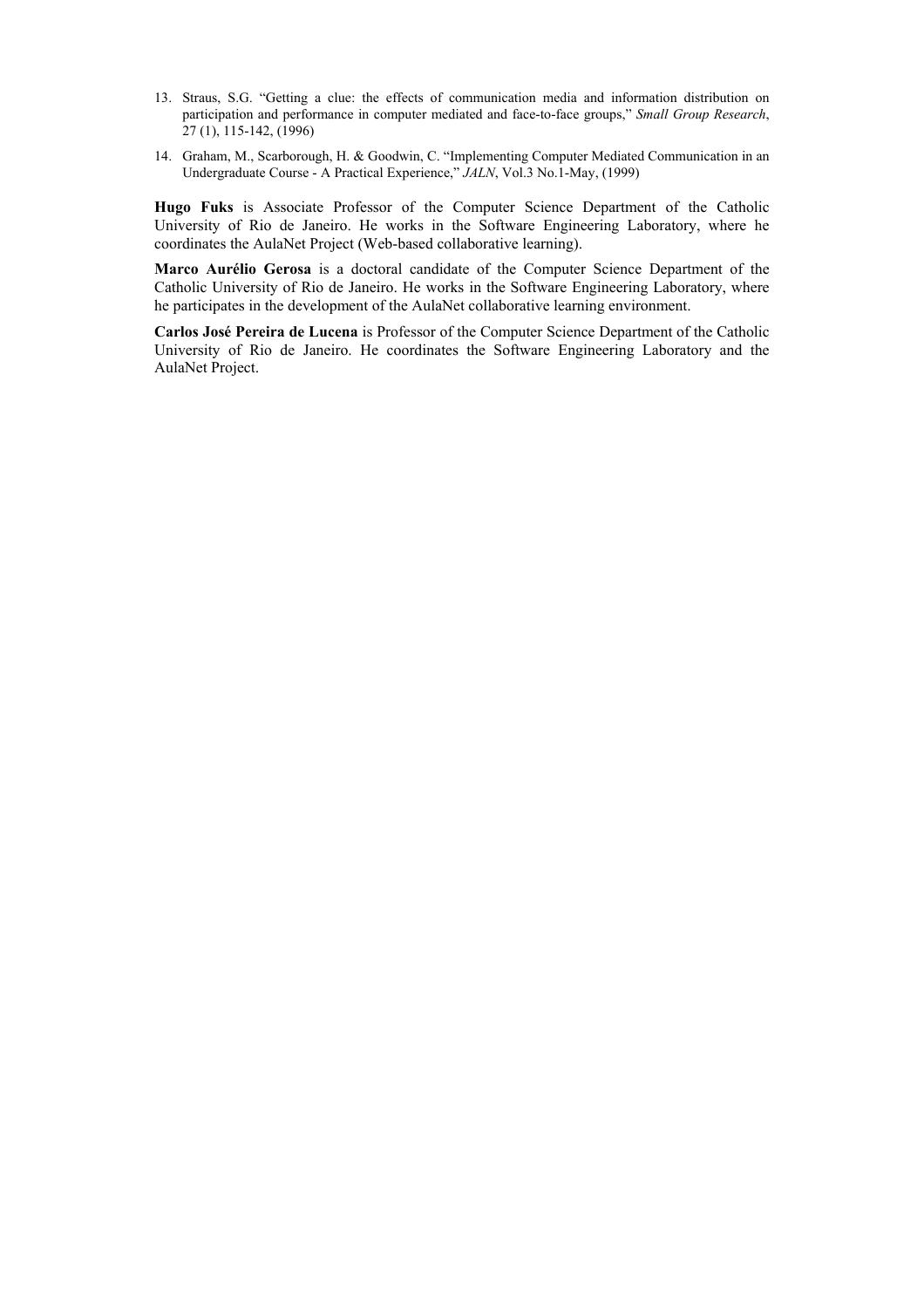13. Straus, S.G. "Getting a clue: the effects of communication media and information distribution on participation and performance in computer mediated and face-to-face groups," *Small Group Research*, 27 (1), 115-142, (1996)

14. Graham, M., Scarborough, H. & Goodwin, C. "Implementing Computer Mediated Communication in an Undergraduate Course - A Practical Experience," *JALN*, Vol.3 No.1-May, (1999)

**Hugo Fuks** is Associate Professor of the Computer Science Department of the Catholic University of Rio de Janeiro. He works in the Software Engineering Laboratory, where he coordinates the AulaNet Project (Web-based collaborative learning).

**Marco Aurélio Gerosa** is a doctoral candidate of the Computer Science Department of the Catholic University of Rio de Janeiro. He works in the Software Engineering Laboratory, where he participates in the development of the AulaNet collaborative learning environment.

**Carlos José Pereira de Lucena** is Professor of the Computer Science Department of the Catholic University of Rio de Janeiro. He coordinates the Software Engineering Laboratory and the AulaNet Project.